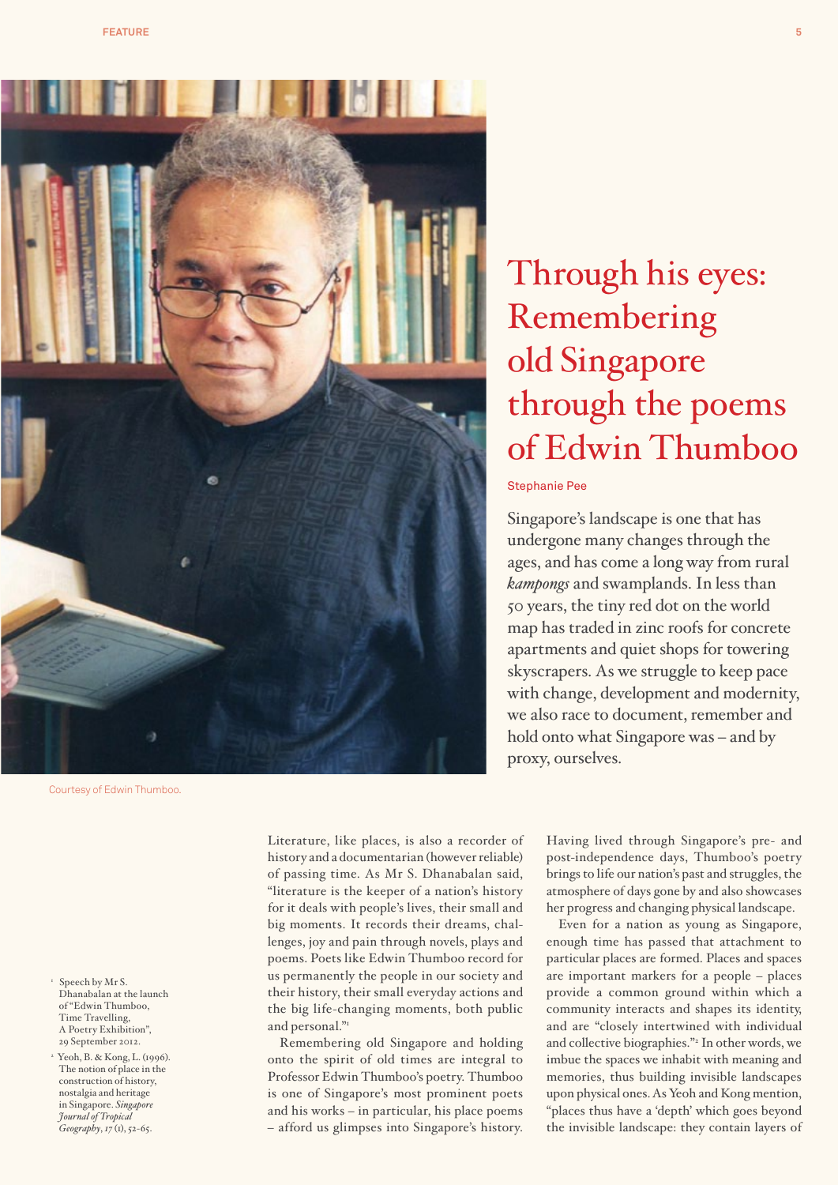# Through his eyes: Remembering old Singapore through the poems of Edwin Thumboo

Stephanie Pee

Singapore's landscape is one that has undergone many changes through the ages, and has come a long way from rural *kampongs* and swamplands. In less than 50 years, the tiny red dot on the world map has traded in zinc roofs for concrete apartments and quiet shops for towering skyscrapers. As we struggle to keep pace with change, development and modernity, we also race to document, remember and hold onto what Singapore was – and by proxy, ourselves.

Courtesy of Edwin Thumboo.

Literature, like places, is also a recorder of history and a documentarian (however reliable) of passing time. As Mr S. Dhanabalan said, "literature is the keeper of a nation's history for it deals with people's lives, their small and big moments. It records their dreams, challenges, joy and pain through novels, plays and poems. Poets like Edwin Thumboo record for us permanently the people in our society and their history, their small everyday actions and the big life-changing moments, both public and personal."[1]

Remembering old Singapore and holding onto the spirit of old times are integral to Professor Edwin Thumboo's poetry. Thumboo is one of Singapore's most prominent poets and his works – in particular, his place poems – afford us glimpses into Singapore's history. Having lived through Singapore's pre- and post-independence days, Thumboo's poetry brings to life our nation's past and struggles, the atmosphere of days gone by and also showcases her progress and changing physical landscape.

Even for a nation as young as Singapore, enough time has passed that attachment to particular places are formed. Places and spaces are important markers for a people – places provide a common ground within which a community interacts and shapes its identity, and are "closely intertwined with individual and collective biographies."[2] In other words, we imbue the spaces we inhabit with meaning and memories, thus building invisible landscapes upon physical ones. As Yeoh and Kong mention, "places thus have a 'depth' which goes beyond the invisible landscape: they contain layers of

[1] Speech by Mr S. Dhanabalan at the launch of "Edwin Thumboo, Time Travelling, A Poetry Exhibition", 29 September 2012.

[2] Yeoh, B. & Kong, L. (1996). The notion of place in the construction of history, nostalgia and heritage in Singapore. *Singapore Journal of Tropical Geography*, *17* (1), 52-65.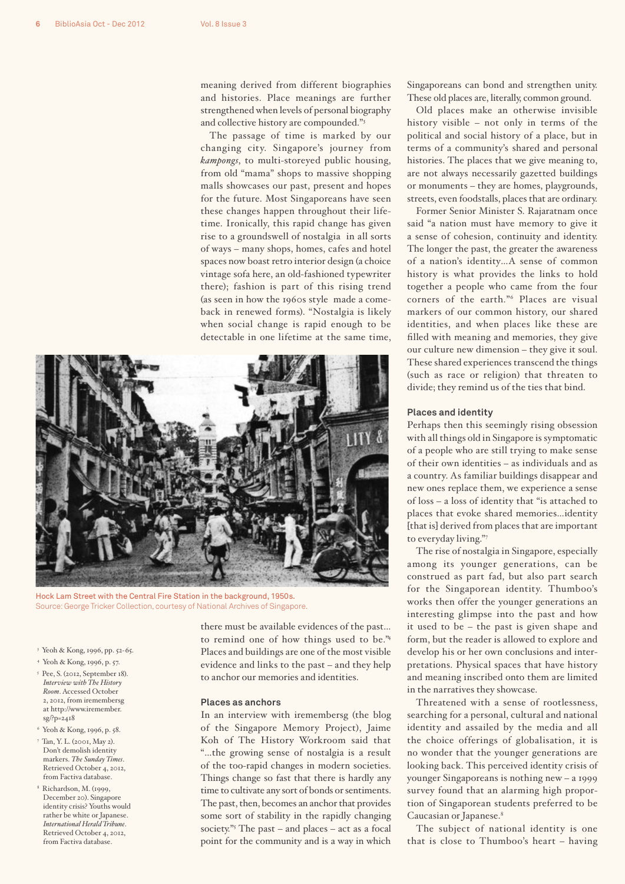meaning derived from different biographies and histories. Place meanings are further strengthened when levels of personal biography and collective history are compounded."[3]

The passage of time is marked by our changing city. Singapore's journey from *kampongs*, to multi-storeyed public housing, from old "mama" shops to massive shopping malls showcases our past, present and hopes for the future. Most Singaporeans have seen these changes happen throughout their lifetime. Ironically, this rapid change has given rise to a groundswell of nostalgia in all sorts of ways – many shops, homes, cafes and hotel spaces now boast retro interior design (a choice vintage sofa here, an old-fashioned typewriter there); fashion is part of this rising trend (as seen in how the 1960s style made a comeback in renewed forms). "Nostalgia is likely when social change is rapid enough to be detectable in one lifetime at the same time, there must be available evidences of the past… to remind one of how things used to be."[4] Places and buildings are one of the most visible evidence and links to the past – and they help to anchor our memories and identities.

Hock Lam Street with the Central Fire Station in the background, 1950s.
Source: George Tricker Collection, courtesy of National Archives of Singapore.

### Places as anchors

In an interview with irememberSG (the blog of the Singapore Memory Project), Jaime Koh of The History Workroom said that "…the growing sense of nostalgia is a result of the too-rapid changes in modern societies. Things change so fast that there is hardly any time to cultivate any sort of bonds or sentiments. The past, then, becomes an anchor that provides some sort of stability in the rapidly changing society."[5] The past – and places – act as a focal point for the community and is a way in which Singaporeans can bond and strengthen unity. These old places are, literally, common ground.

Old places make an otherwise invisible history visible – not only in terms of the political and social history of a place, but in terms of a community's shared and personal histories. The places that we give meaning to, are not always necessarily gazetted buildings or monuments – they are homes, playgrounds, streets, even foodstalls, places that are ordinary.

Former Senior Minister S. Rajaratnam once said "a nation must have memory to give it a sense of cohesion, continuity and identity. The longer the past, the greater the awareness of a nation's identity…A sense of common history is what provides the links to hold together a people who came from the four corners of the earth."[6] Places are visual markers of our common history, our shared identities, and when places like these are filled with meaning and memories, they give our culture new dimension – they give it soul. These shared experiences transcend the things (such as race or religion) that threaten to divide; they remind us of the ties that bind.

### Places and identity

Perhaps then this seemingly rising obsession with all things old in Singapore is symptomatic of a people who are still trying to make sense of their own identities – as individuals and as a country. As familiar buildings disappear and new ones replace them, we experience a sense of loss – a loss of identity that "is attached to places that evoke shared memories…identity [that is] derived from places that are important to everyday living."[7]

The rise of nostalgia in Singapore, especially among its younger generations, can be construed as part fad, but also part search for the Singaporean identity. Thumboo's works then offer the younger generations an interesting glimpse into the past and how it used to be – the past is given shape and form, but the reader is allowed to explore and develop his or her own conclusions and interpretations. Physical spaces that have history and meaning inscribed onto them are limited in the narratives they showcase.

Threatened with a sense of rootlessness, searching for a personal, cultural and national identity and assailed by the media and all the choice offerings of globalisation, it is no wonder that the younger generations are looking back. This perceived identity crisis of younger Singaporeans is nothing new – a 1999 survey found that an alarming high proportion of Singaporean students preferred to be Caucasian or Japanese.[8]

The subject of national identity is one that is close to Thumboo's heart – having

---

[3] Yeoh & Kong, 1996, pp. 52-65.

[4] Yeoh & Kong, 1996, p. 57.

[5] Pee, S. (2012, September 18). *Interview with The History Room*. Accessed October 2, 2012, from irememberSG at http://www.iremember.sg/?p=2418

[6] Yeoh & Kong, 1996, p. 58.

[7] Tan, Y. L. (2001, May 2). Don't demolish identity markers. *The Sunday Times*. Retrieved October 4, 2012, from Factiva database.

[8] Richardson, M. (1999, December 20). Singapore identity crisis? Youths would rather be white or Japanese. *International Herald Tribune*. Retrieved October 4, 2012, from Factiva database.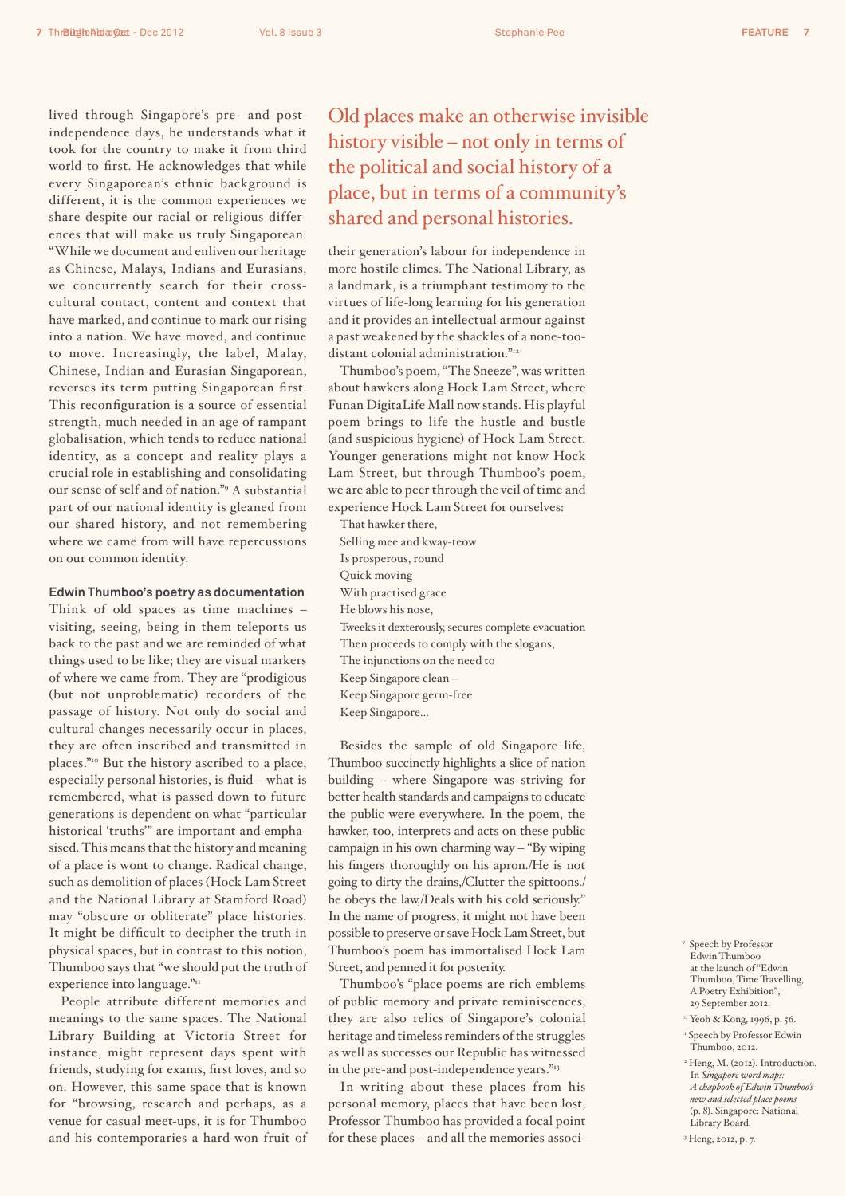lived through Singapore's pre- and post-independence days, he understands what it took for the country to make it from third world to first. He acknowledges that while every Singaporean's ethnic background is different, it is the common experiences we share despite our racial or religious differences that will make us truly Singaporean: "While we document and enliven our heritage as Chinese, Malays, Indians and Eurasians, we concurrently search for their cross-cultural contact, content and context that have marked, and continue to mark our rising into a nation. We have moved, and continue to move. Increasingly, the label, Malay, Chinese, Indian and Eurasian Singaporean, reverses its term putting Singaporean first. This reconfiguration is a source of essential strength, much needed in an age of rampant globalisation, which tends to reduce national identity, as a concept and reality plays a crucial role in establishing and consolidating our sense of self and of nation."[9] A substantial part of our national identity is gleaned from our shared history, and not remembering where we came from will have repercussions on our common identity.

**Edwin Thumboo's poetry as documentation**

Think of old spaces as time machines – visiting, seeing, being in them teleports us back to the past and we are reminded of what things used to be like; they are visual markers of where we came from. They are "prodigious (but not unproblematic) recorders of the passage of history. Not only do social and cultural changes necessarily occur in places, they are often inscribed and transmitted in places."[10] But the history ascribed to a place, especially personal histories, is fluid – what is remembered, what is passed down to future generations is dependent on what "particular historical 'truths'" are important and emphasised. This means that the history and meaning of a place is wont to change. Radical change, such as demolition of places (Hock Lam Street and the National Library at Stamford Road) may "obscure or obliterate" place histories. It might be difficult to decipher the truth in physical spaces, but in contrast to this notion, Thumboo says that "we should put the truth of experience into language."[11]

People attribute different memories and meanings to the same spaces. The National Library Building at Victoria Street for instance, might represent days spent with friends, studying for exams, first loves, and so on. However, this same space that is known for "browsing, research and perhaps, as a venue for casual meet-ups, it is for Thumboo and his contemporaries a hard-won fruit of their generation's labour for independence in more hostile climes. The National Library, as a landmark, is a triumphant testimony to the virtues of life-long learning for his generation and it provides an intellectual armour against a past weakened by the shackles of a none-too-distant colonial administration."[12]

> Old places make an otherwise invisible history visible – not only in terms of the political and social history of a place, but in terms of a community's shared and personal histories.

Thumboo's poem, "The Sneeze", was written about hawkers along Hock Lam Street, where Funan DigitaLife Mall now stands. His playful poem brings to life the hustle and bustle (and suspicious hygiene) of Hock Lam Street. Younger generations might not know Hock Lam Street, but through Thumboo's poem, we are able to peer through the veil of time and experience Hock Lam Street for ourselves:

That hawker there,  
Selling mee and kway-teow  
Is prosperous, round  
Quick moving  
With practised grace  
He blows his nose,  
Tweeks it dexterously, secures complete evacuation  
Then proceeds to comply with the slogans,  
The injunctions on the need to  
Keep Singapore clean—  
Keep Singapore germ-free  
Keep Singapore...

Besides the sample of old Singapore life, Thumboo succinctly highlights a slice of nation building – where Singapore was striving for better health standards and campaigns to educate the public were everywhere. In the poem, the hawker, too, interprets and acts on these public campaign in his own charming way – "By wiping his fingers thoroughly on his apron./He is not going to dirty the drains,/Clutter the spittoons./ he obeys the law,/Deals with his cold seriously." In the name of progress, it might not have been possible to preserve or save Hock Lam Street, but Thumboo's poem has immortalised Hock Lam Street, and penned it for posterity.

Thumboo's "place poems are rich emblems of public memory and private reminiscences, they are also relics of Singapore's colonial heritage and timeless reminders of the struggles as well as successes our Republic has witnessed in the pre-and post-independence years."[13]

In writing about these places from his personal memory, places that have been lost, Professor Thumboo has provided a focal point for these places – and all the memories associ-

[9] Speech by Professor Edwin Thumboo at the launch of "Edwin Thumboo, Time Travelling, A Poetry Exhibition", 29 September 2012.

[10] Yeoh & Kong, 1996, p. 56.

[11] Speech by Professor Edwin Thumboo, 2012.

[12] Heng, M. (2012). Introduction. In *Singapore word maps: A chapbook of Edwin Thumboo's new and selected place poems* (p. 8). Singapore: National Library Board.

[13] Heng, 2012, p. 7.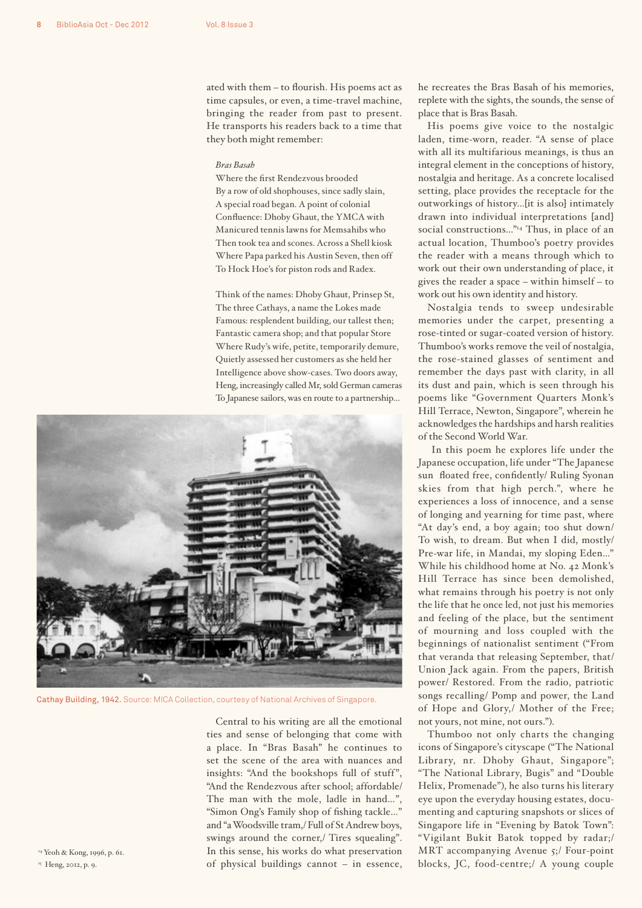ated with them – to flourish. His poems act as time capsules, or even, a time-travel machine, bringing the reader from past to present. He transports his readers back to a time that they both might remember:

*Bras Basah*
Where the first Rendezvous brooded
By a row of old shophouses, since sadly slain,
A special road began. A point of colonial
Confluence: Dhoby Ghaut, the YMCA with
Manicured tennis lawns for Memsahibs who
Then took tea and scones. Across a Shell kiosk
Where Papa parked his Austin Seven, then off
To Hock Hoe's for piston rods and Radex.

Think of the names: Dhoby Ghaut, Prinsep St,
The three Cathays, a name the Lokes made
Famous: resplendent building, our tallest then;
Fantastic camera shop; and that popular Store
Where Rudy's wife, petite, temporarily demure,
Quietly assessed her customers as she held her
Intelligence above show-cases. Two doors away,
Heng, increasingly called Mr, sold German cameras
To Japanese sailors, was en route to a partnership...

Cathay Building, 1942. Source: MICA Collection, courtesy of National Archives of Singapore.

Central to his writing are all the emotional ties and sense of belonging that come with a place. In "Bras Basah" he continues to set the scene of the area with nuances and insights: "And the bookshops full of stuff", "And the Rendezvous after school; affordable/ The man with the mole, ladle in hand...", "Simon Ong's Family shop of fishing tackle..." and "a Woodsville tram,/ Full of St Andrew boys, swings around the corner,/ Tires squealing". In this sense, his works do what preservation of physical buildings cannot – in essence, he recreates the Bras Basah of his memories, replete with the sights, the sounds, the sense of place that is Bras Basah.

His poems give voice to the nostalgic laden, time-worn, reader. "A sense of place with all its multifarious meanings, is thus an integral element in the conceptions of history, nostalgia and heritage. As a concrete localised setting, place provides the receptacle for the outworkings of history...[it is also] intimately drawn into individual interpretations [and] social constructions..."[14] Thus, in place of an actual location, Thumboo's poetry provides the reader with a means through which to work out their own understanding of place, it gives the reader a space – within himself – to work out his own identity and history.

Nostalgia tends to sweep undesirable memories under the carpet, presenting a rose-tinted or sugar-coated version of history. Thumboo's works remove the veil of nostalgia, the rose-stained glasses of sentiment and remember the days past with clarity, in all its dust and pain, which is seen through his poems like "Government Quarters Monk's Hill Terrace, Newton, Singapore", wherein he acknowledges the hardships and harsh realities of the Second World War.

In this poem he explores life under the Japanese occupation, life under "The Japanese sun floated free, confidently/ Ruling Syonan skies from that high perch.", where he experiences a loss of innocence, and a sense of longing and yearning for time past, where "At day's end, a boy again; too shut down/ To wish, to dream. But when I did, mostly/ Pre-war life, in Mandai, my sloping Eden..." While his childhood home at No. 42 Monk's Hill Terrace has since been demolished, what remains through his poetry is not only the life that he once led, not just his memories and feeling of the place, but the sentiment of mourning and loss coupled with the beginnings of nationalist sentiment ("From that veranda that releasing September, that/ Union Jack again. From the papers, British power/ Restored. From the radio, patriotic songs recalling/ Pomp and power, the Land of Hope and Glory,/ Mother of the Free; not yours, not mine, not ours.").

Thumboo not only charts the changing icons of Singapore's cityscape ("The National Library, nr. Dhoby Ghaut, Singapore"; "The National Library, Bugis" and "Double Helix, Promenade"), he also turns his literary eye upon the everyday housing estates, documenting and capturing snapshots or slices of Singapore life in "Evening by Batok Town": "Vigilant Bukit Batok topped by radar;/ MRT accompanying Avenue 5;/ Four-point blocks, JC, food-centre;/ A young couple

[14] Yeoh & Kong, 1996, p. 61.
[15] Heng, 2012, p. 9.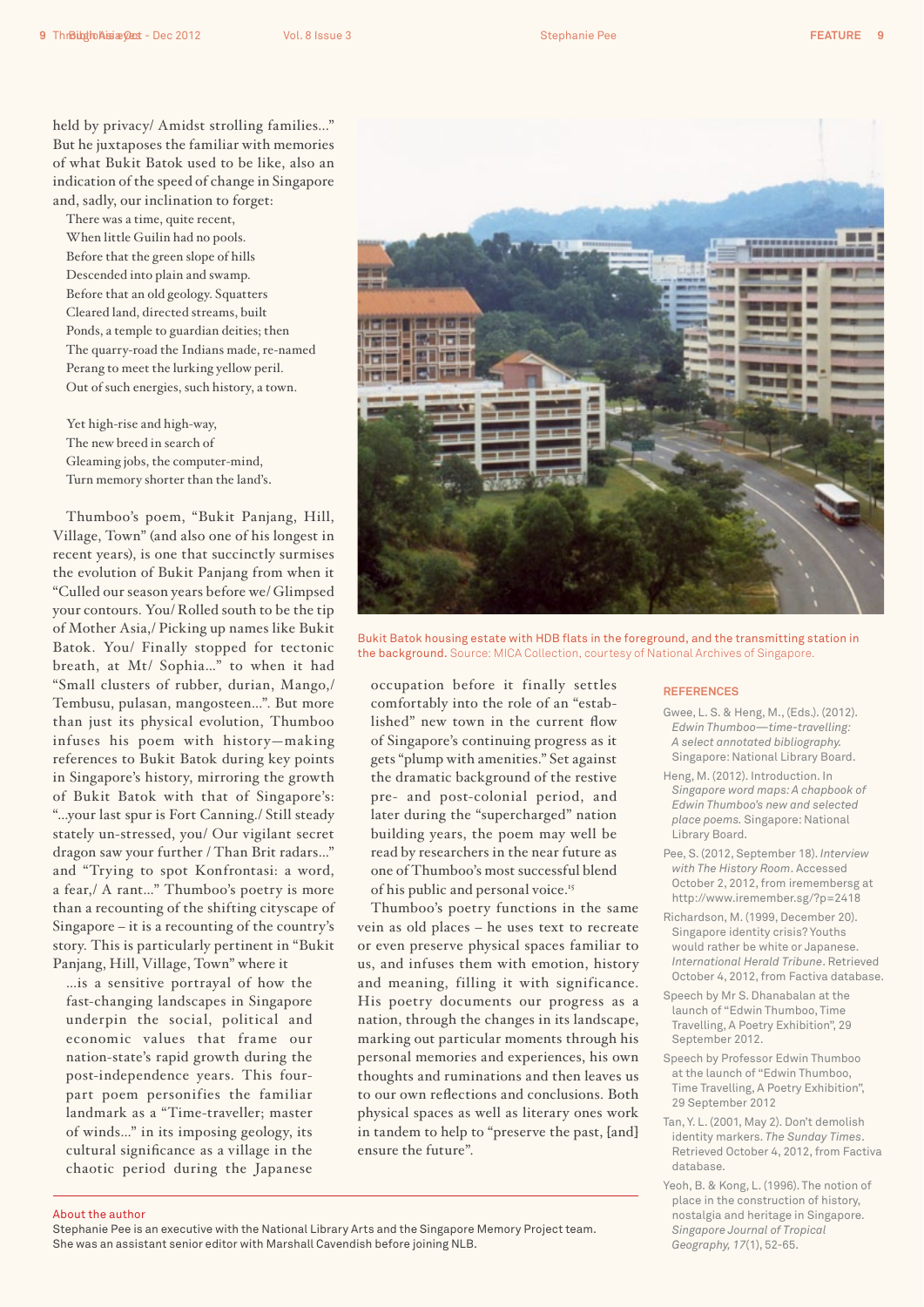held by privacy/ Amidst strolling families…" But he juxtaposes the familiar with memories of what Bukit Batok used to be like, also an indication of the speed of change in Singapore and, sadly, our inclination to forget:

> There was a time, quite recent,
> When little Guilin had no pools.
> Before that the green slope of hills
> Descended into plain and swamp.
> Before that an old geology. Squatters
> Cleared land, directed streams, built
> Ponds, a temple to guardian deities; then
> The quarry-road the Indians made, re-named
> Perang to meet the lurking yellow peril.
> Out of such energies, such history, a town.
>
> Yet high-rise and high-way,
> The new breed in search of
> Gleaming jobs, the computer-mind,
> Turn memory shorter than the land's.

Thumboo's poem, "Bukit Panjang, Hill, Village, Town" (and also one of his longest in recent years), is one that succinctly surmises the evolution of Bukit Panjang from when it "Culled our season years before we/ Glimpsed your contours. You/ Rolled south to be the tip of Mother Asia,/ Picking up names like Bukit Batok. You/ Finally stopped for tectonic breath, at Mt/ Sophia…" to when it had "Small clusters of rubber, durian, Mango,/ Tembusu, pulasan, mangosteen…". But more than just its physical evolution, Thumboo infuses his poem with history—making references to Bukit Batok during key points in Singapore's history, mirroring the growth of Bukit Batok with that of Singapore's: "…your last spur is Fort Canning./ Still steady stately un-stressed, you/ Our vigilant secret dragon saw your further / Than Brit radars…" and "Trying to spot Konfrontasi: a word, a fear,/ A rant…" Thumboo's poetry is more than a recounting of the shifting cityscape of Singapore – it is a recounting of the country's story. This is particularly pertinent in "Bukit Panjang, Hill, Village, Town" where it

> …is a sensitive portrayal of how the fast-changing landscapes in Singapore underpin the social, political and economic values that frame our nation-state's rapid growth during the post-independence years. This four-part poem personifies the familiar landmark as a "Time-traveller; master of winds…" in its imposing geology, its cultural significance as a village in the chaotic period during the Japanese occupation before it finally settles comfortably into the role of an "established" new town in the current flow of Singapore's continuing progress as it gets "plump with amenities." Set against the dramatic background of the restive pre- and post-colonial period, and later during the "supercharged" nation building years, the poem may well be read by researchers in the near future as one of Thumboo's most successful blend of his public and personal voice.[15]

Thumboo's poetry functions in the same vein as old places – he uses text to recreate or even preserve physical spaces familiar to us, and infuses them with emotion, history and meaning, filling it with significance. His poetry documents our progress as a nation, through the changes in its landscape, marking out particular moments through his personal memories and experiences, his own thoughts and ruminations and then leaves us to our own reflections and conclusions. Both physical spaces as well as literary ones work in tandem to help to "preserve the past, [and] ensure the future".

Bukit Batok housing estate with HDB flats in the foreground, and the transmitting station in the background. Source: MICA Collection, courtesy of National Archives of Singapore.

## REFERENCES

Gwee, L. S. & Heng, M., (Eds.). (2012). *Edwin Thumboo—time-travelling: A select annotated bibliography.* Singapore: National Library Board.

Heng, M. (2012). Introduction. In *Singapore word maps: A chapbook of Edwin Thumboo's new and selected place poems.* Singapore: National Library Board.

Pee, S. (2012, September 18). *Interview with The History Room*. Accessed October 2, 2012, from iremembersg at http://www.iremember.sg/?p=2418

Richardson, M. (1999, December 20). Singapore identity crisis? Youths would rather be white or Japanese. *International Herald Tribune*. Retrieved October 4, 2012, from Factiva database.

Speech by Mr S. Dhanabalan at the launch of "Edwin Thumboo, Time Travelling, A Poetry Exhibition", 29 September 2012.

Speech by Professor Edwin Thumboo at the launch of "Edwin Thumboo, Time Travelling, A Poetry Exhibition", 29 September 2012

Tan, Y. L. (2001, May 2). Don't demolish identity markers. *The Sunday Times*. Retrieved October 4, 2012, from Factiva database.

Yeoh, B. & Kong, L. (1996). The notion of place in the construction of history, nostalgia and heritage in Singapore. *Singapore Journal of Tropical Geography, 17*(1), 52-65.

**About the author**

Stephanie Pee is an executive with the National Library Arts and the Singapore Memory Project team. She was an assistant senior editor with Marshall Cavendish before joining NLB.